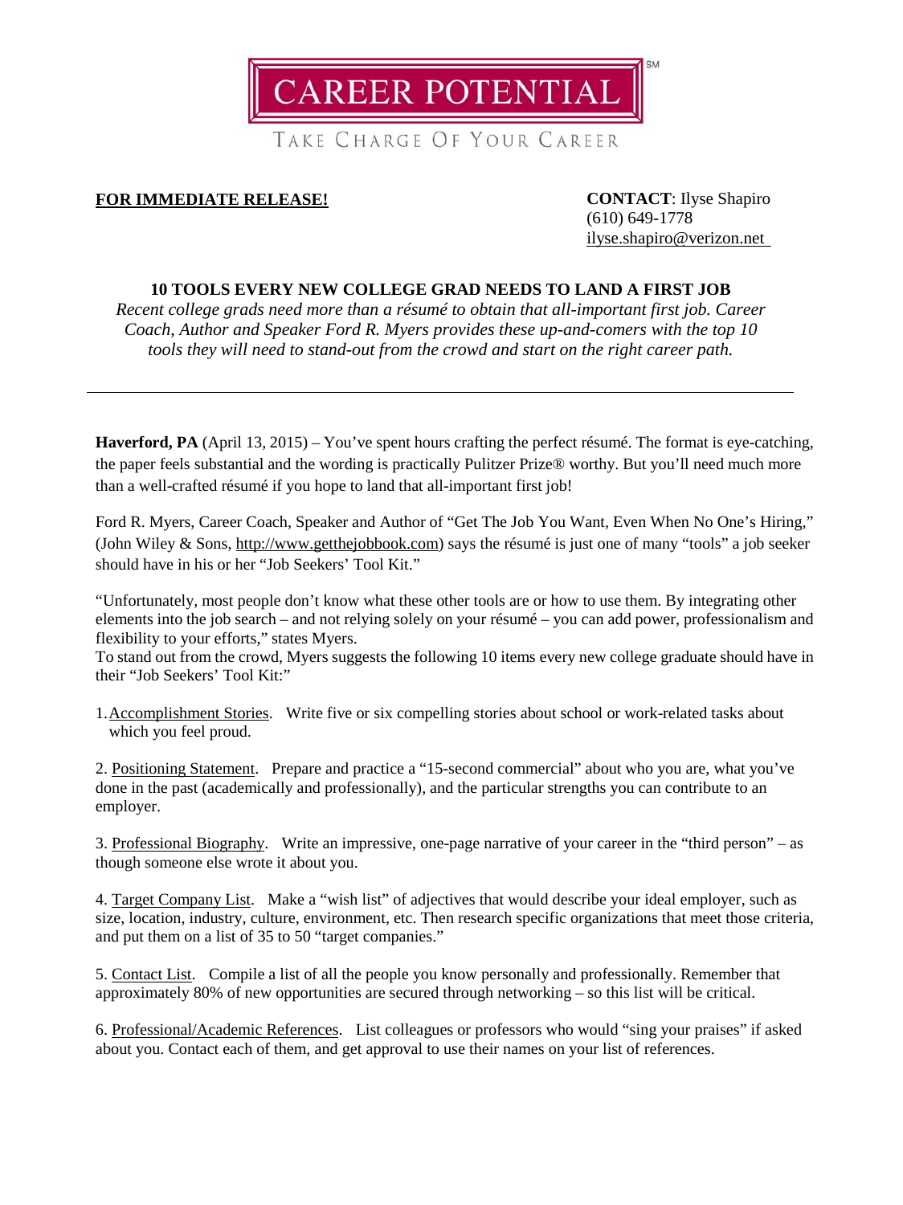CAREER POTENTIAL[SM]

TAKE CHARGE OF YOUR CAREER

**FOR IMMEDIATE RELEASE!**

**CONTACT**: Ilyse Shapiro
(610) 649-1778
ilyse.shapiro@verizon.net

**10 TOOLS EVERY NEW COLLEGE GRAD NEEDS TO LAND A FIRST JOB**

*Recent college grads need more than a résumé to obtain that all-important first job. Career Coach, Author and Speaker Ford R. Myers provides these up-and-comers with the top 10 tools they will need to stand-out from the crowd and start on the right career path.*

---

**Haverford, PA** (April 13, 2015) – You've spent hours crafting the perfect résumé. The format is eye-catching, the paper feels substantial and the wording is practically Pulitzer Prize® worthy. But you'll need much more than a well-crafted résumé if you hope to land that all-important first job!

Ford R. Myers, Career Coach, Speaker and Author of "Get The Job You Want, Even When No One's Hiring," (John Wiley & Sons, http://www.getthejobbook.com) says the résumé is just one of many "tools" a job seeker should have in his or her "Job Seekers' Tool Kit."

"Unfortunately, most people don't know what these other tools are or how to use them. By integrating other elements into the job search – and not relying solely on your résumé – you can add power, professionalism and flexibility to your efforts," states Myers.

To stand out from the crowd, Myers suggests the following 10 items every new college graduate should have in their "Job Seekers' Tool Kit:"

1. Accomplishment Stories. Write five or six compelling stories about school or work-related tasks about which you feel proud.

2. Positioning Statement. Prepare and practice a "15-second commercial" about who you are, what you've done in the past (academically and professionally), and the particular strengths you can contribute to an employer.

3. Professional Biography. Write an impressive, one-page narrative of your career in the "third person" – as though someone else wrote it about you.

4. Target Company List. Make a "wish list" of adjectives that would describe your ideal employer, such as size, location, industry, culture, environment, etc. Then research specific organizations that meet those criteria, and put them on a list of 35 to 50 "target companies."

5. Contact List. Compile a list of all the people you know personally and professionally. Remember that approximately 80% of new opportunities are secured through networking – so this list will be critical.

6. Professional/Academic References. List colleagues or professors who would "sing your praises" if asked about you. Contact each of them, and get approval to use their names on your list of references.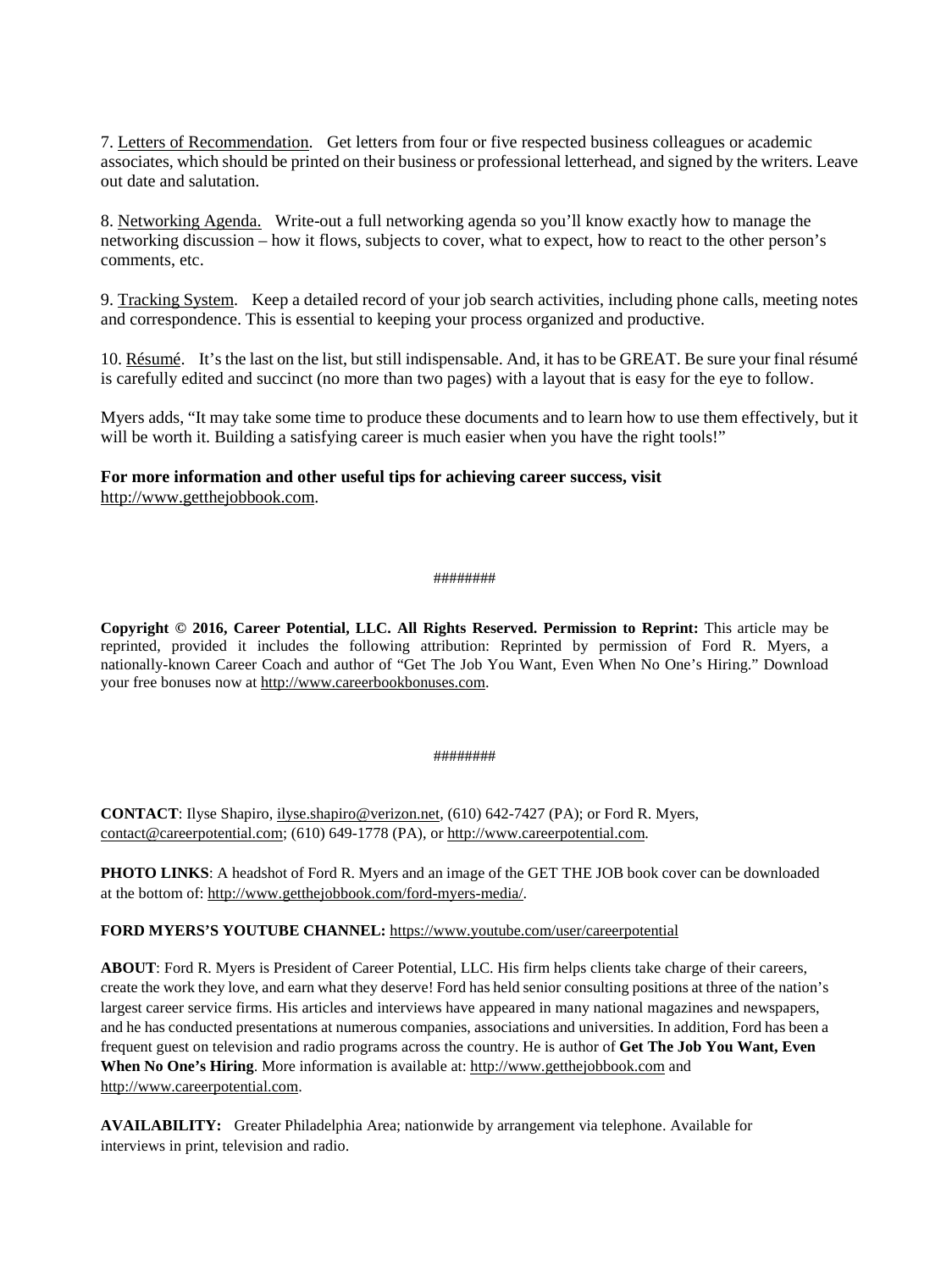7. Letters of Recommendation. Get letters from four or five respected business colleagues or academic associates, which should be printed on their business or professional letterhead, and signed by the writers. Leave out date and salutation.

8. Networking Agenda. Write-out a full networking agenda so you'll know exactly how to manage the networking discussion – how it flows, subjects to cover, what to expect, how to react to the other person's comments, etc.

9. Tracking System. Keep a detailed record of your job search activities, including phone calls, meeting notes and correspondence. This is essential to keeping your process organized and productive.

10. Résumé. It's the last on the list, but still indispensable. And, it has to be GREAT. Be sure your final résumé is carefully edited and succinct (no more than two pages) with a layout that is easy for the eye to follow.

Myers adds, "It may take some time to produce these documents and to learn how to use them effectively, but it will be worth it. Building a satisfying career is much easier when you have the right tools!"

**For more information and other useful tips for achieving career success, visit** http://www.getthejobbook.com.

########

**Copyright © 2016, Career Potential, LLC. All Rights Reserved. Permission to Reprint:** This article may be reprinted, provided it includes the following attribution: Reprinted by permission of Ford R. Myers, a nationally-known Career Coach and author of "Get The Job You Want, Even When No One's Hiring." Download your free bonuses now at http://www.careerbookbonuses.com.

########

**CONTACT**: Ilyse Shapiro, ilyse.shapiro@verizon.net, (610) 642-7427 (PA); or Ford R. Myers, contact@careerpotential.com; (610) 649-1778 (PA), or http://www.careerpotential.com.

**PHOTO LINKS**: A headshot of Ford R. Myers and an image of the GET THE JOB book cover can be downloaded at the bottom of: http://www.getthejobbook.com/ford-myers-media/.

**FORD MYERS'S YOUTUBE CHANNEL:** https://www.youtube.com/user/careerpotential

**ABOUT**: Ford R. Myers is President of Career Potential, LLC. His firm helps clients take charge of their careers, create the work they love, and earn what they deserve! Ford has held senior consulting positions at three of the nation's largest career service firms. His articles and interviews have appeared in many national magazines and newspapers, and he has conducted presentations at numerous companies, associations and universities. In addition, Ford has been a frequent guest on television and radio programs across the country. He is author of **Get The Job You Want, Even When No One's Hiring**. More information is available at: http://www.getthejobbook.com and http://www.careerpotential.com.

**AVAILABILITY:** Greater Philadelphia Area; nationwide by arrangement via telephone. Available for interviews in print, television and radio.